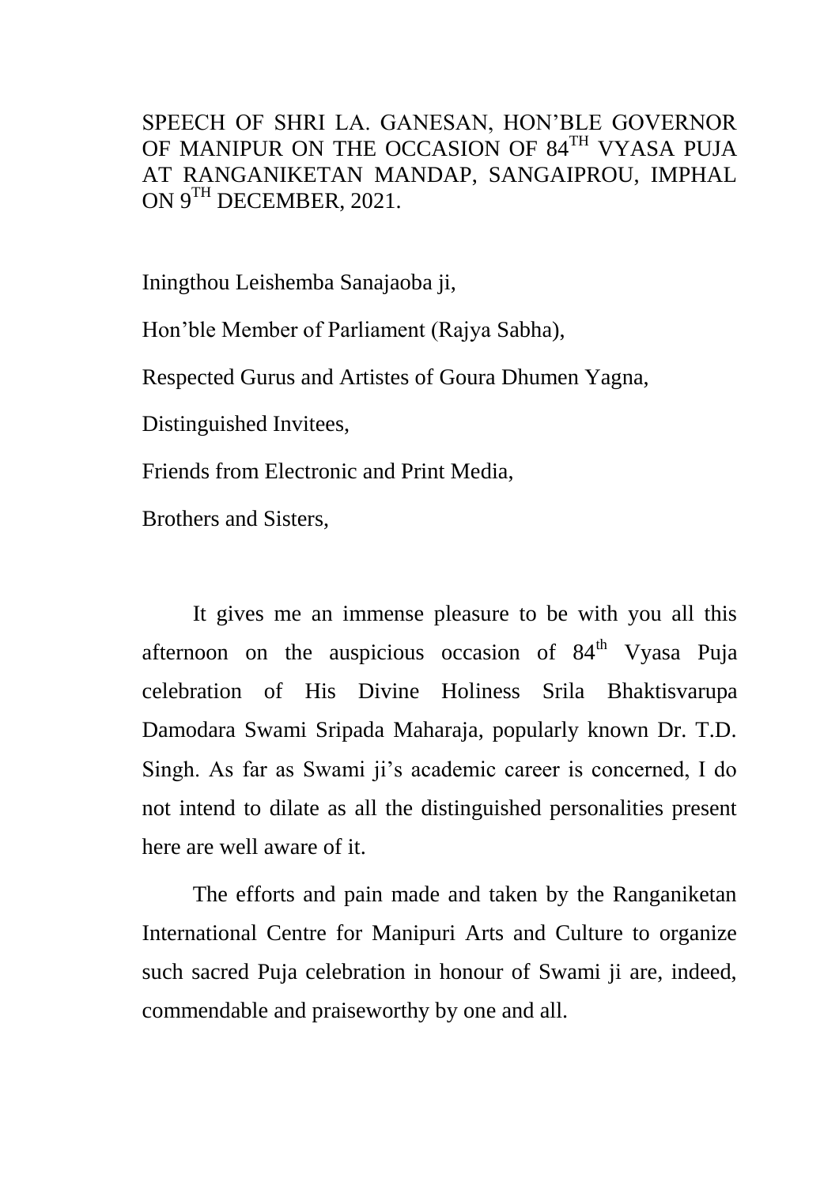# SPEECH OF SHRI LA. GANESAN, HON'BLE GOVERNOR OF MANIPUR ON THE OCCASION OF 84TH VYASA PUJA AT RANGANIKETAN MANDAP, SANGAIPROU, IMPHAL ON 9TH DECEMBER, 2021.

Iningthou Leishemba Sanajaoba ji,

Hon'ble Member of Parliament (Rajya Sabha),

Respected Gurus and Artistes of Goura Dhumen Yagna,

Distinguished Invitees,

Friends from Electronic and Print Media,

Brothers and Sisters,

It gives me an immense pleasure to be with you all this afternoon on the auspicious occasion of 84th Vyasa Puja celebration of His Divine Holiness Srila Bhaktisvarupa Damodara Swami Sripada Maharaja, popularly known Dr. T.D. Singh. As far as Swami ji's academic career is concerned, I do not intend to dilate as all the distinguished personalities present here are well aware of it.

The efforts and pain made and taken by the Ranganiketan International Centre for Manipuri Arts and Culture to organize such sacred Puja celebration in honour of Swami ji are, indeed, commendable and praiseworthy by one and all.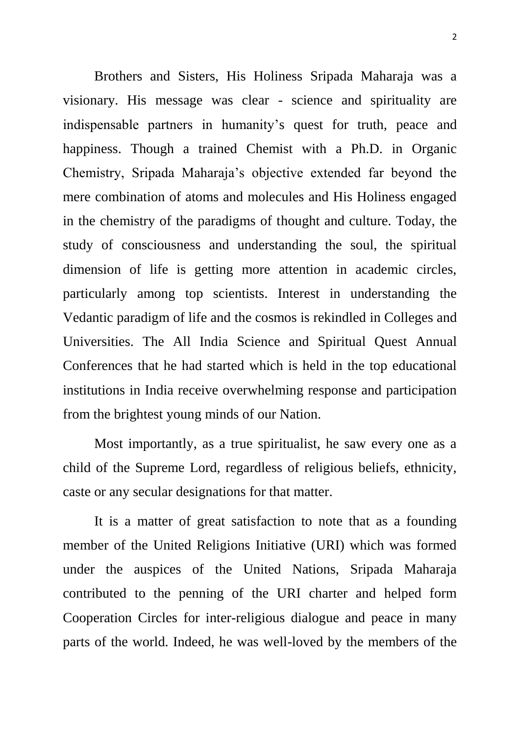Brothers and Sisters, His Holiness Sripada Maharaja was a visionary. His message was clear - science and spirituality are indispensable partners in humanity's quest for truth, peace and happiness. Though a trained Chemist with a Ph.D. in Organic Chemistry, Sripada Maharaja's objective extended far beyond the mere combination of atoms and molecules and His Holiness engaged in the chemistry of the paradigms of thought and culture. Today, the study of consciousness and understanding the soul, the spiritual dimension of life is getting more attention in academic circles, particularly among top scientists. Interest in understanding the Vedantic paradigm of life and the cosmos is rekindled in Colleges and Universities. The All India Science and Spiritual Quest Annual Conferences that he had started which is held in the top educational institutions in India receive overwhelming response and participation from the brightest young minds of our Nation.

Most importantly, as a true spiritualist, he saw every one as a child of the Supreme Lord, regardless of religious beliefs, ethnicity, caste or any secular designations for that matter.

It is a matter of great satisfaction to note that as a founding member of the United Religions Initiative (URI) which was formed under the auspices of the United Nations, Sripada Maharaja contributed to the penning of the URI charter and helped form Cooperation Circles for inter-religious dialogue and peace in many parts of the world. Indeed, he was well-loved by the members of the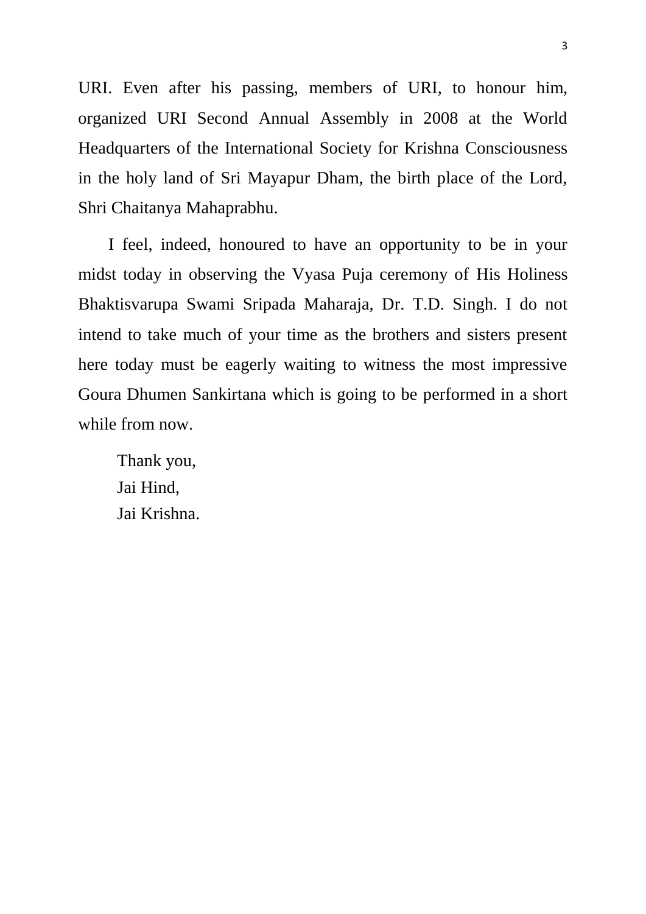URI. Even after his passing, members of URI, to honour him, organized URI Second Annual Assembly in 2008 at the World Headquarters of the International Society for Krishna Consciousness in the holy land of Sri Mayapur Dham, the birth place of the Lord, Shri Chaitanya Mahaprabhu.

I feel, indeed, honoured to have an opportunity to be in your midst today in observing the Vyasa Puja ceremony of His Holiness Bhaktisvarupa Swami Sripada Maharaja, Dr. T.D. Singh. I do not intend to take much of your time as the brothers and sisters present here today must be eagerly waiting to witness the most impressive Goura Dhumen Sankirtana which is going to be performed in a short while from now.

Thank you,
Jai Hind,
Jai Krishna.